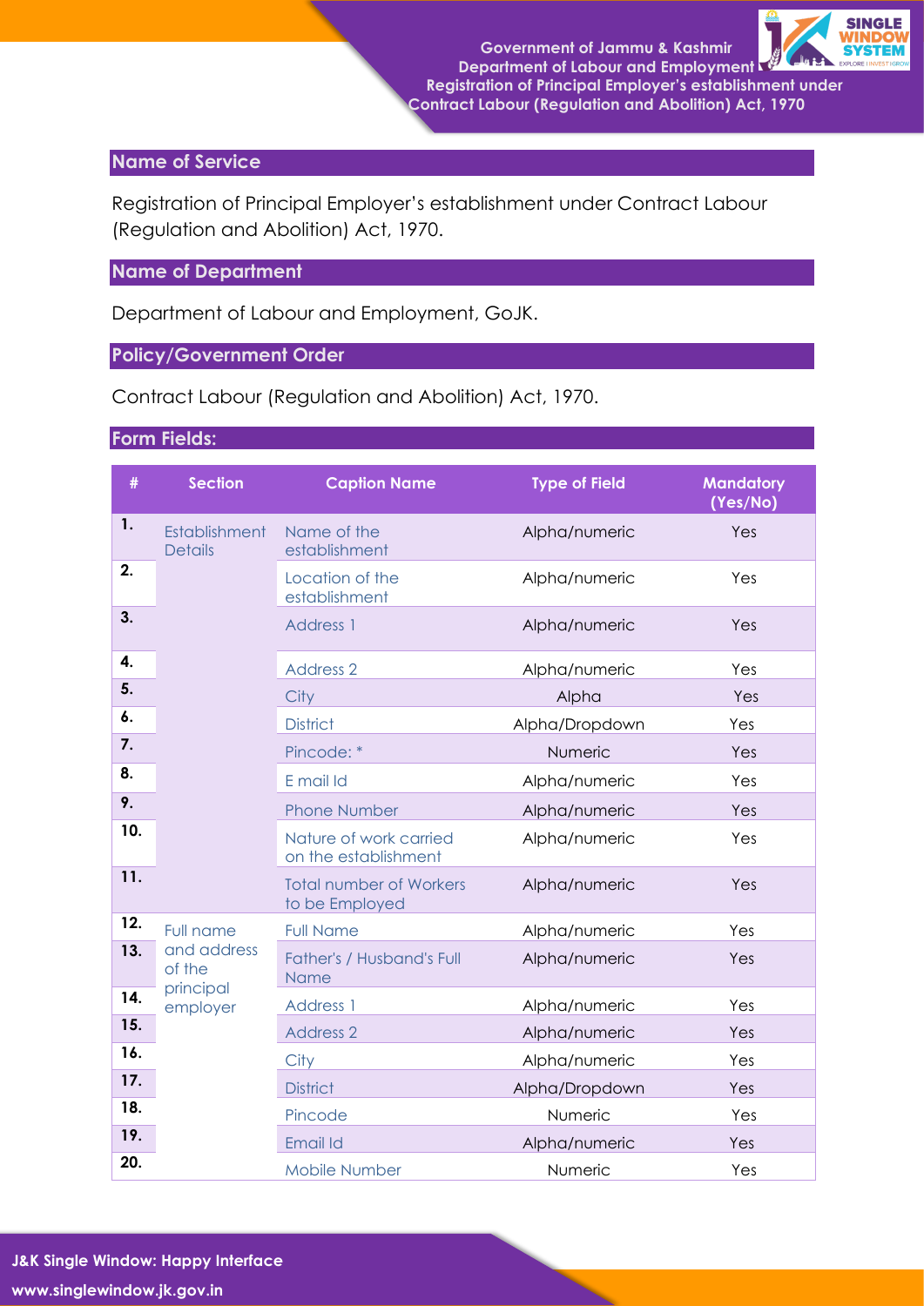## Name of Service

Registration of Principal Employer's establishment under Contract Labour (Regulation and Abolition) Act, 1970.

## Name of Department

Department of Labour and Employment, GoJK.

## Policy/Government Order

Contract Labour (Regulation and Abolition) Act, 1970.

## Form Fields:

| # | Section | Caption Name | Type of Field | Mandatory (Yes/No) |
|---|---|---|---|---|
| 1. | Establishment Details | Name of the establishment | Alpha/numeric | Yes |
| 2. | | Location of the establishment | Alpha/numeric | Yes |
| 3. | | Address 1 | Alpha/numeric | Yes |
| 4. | | Address 2 | Alpha/numeric | Yes |
| 5. | | City | Alpha | Yes |
| 6. | | District | Alpha/Dropdown | Yes |
| 7. | | Pincode: * | Numeric | Yes |
| 8. | | E mail Id | Alpha/numeric | Yes |
| 9. | | Phone Number | Alpha/numeric | Yes |
| 10. | | Nature of work carried on the establishment | Alpha/numeric | Yes |
| 11. | | Total number of Workers to be Employed | Alpha/numeric | Yes |
| 12. | Full name and address of the principal employer | Full Name | Alpha/numeric | Yes |
| 13. | | Father's / Husband's Full Name | Alpha/numeric | Yes |
| 14. | | Address 1 | Alpha/numeric | Yes |
| 15. | | Address 2 | Alpha/numeric | Yes |
| 16. | | City | Alpha/numeric | Yes |
| 17. | | District | Alpha/Dropdown | Yes |
| 18. | | Pincode | Numeric | Yes |
| 19. | | Email Id | Alpha/numeric | Yes |
| 20. | | Mobile Number | Numeric | Yes |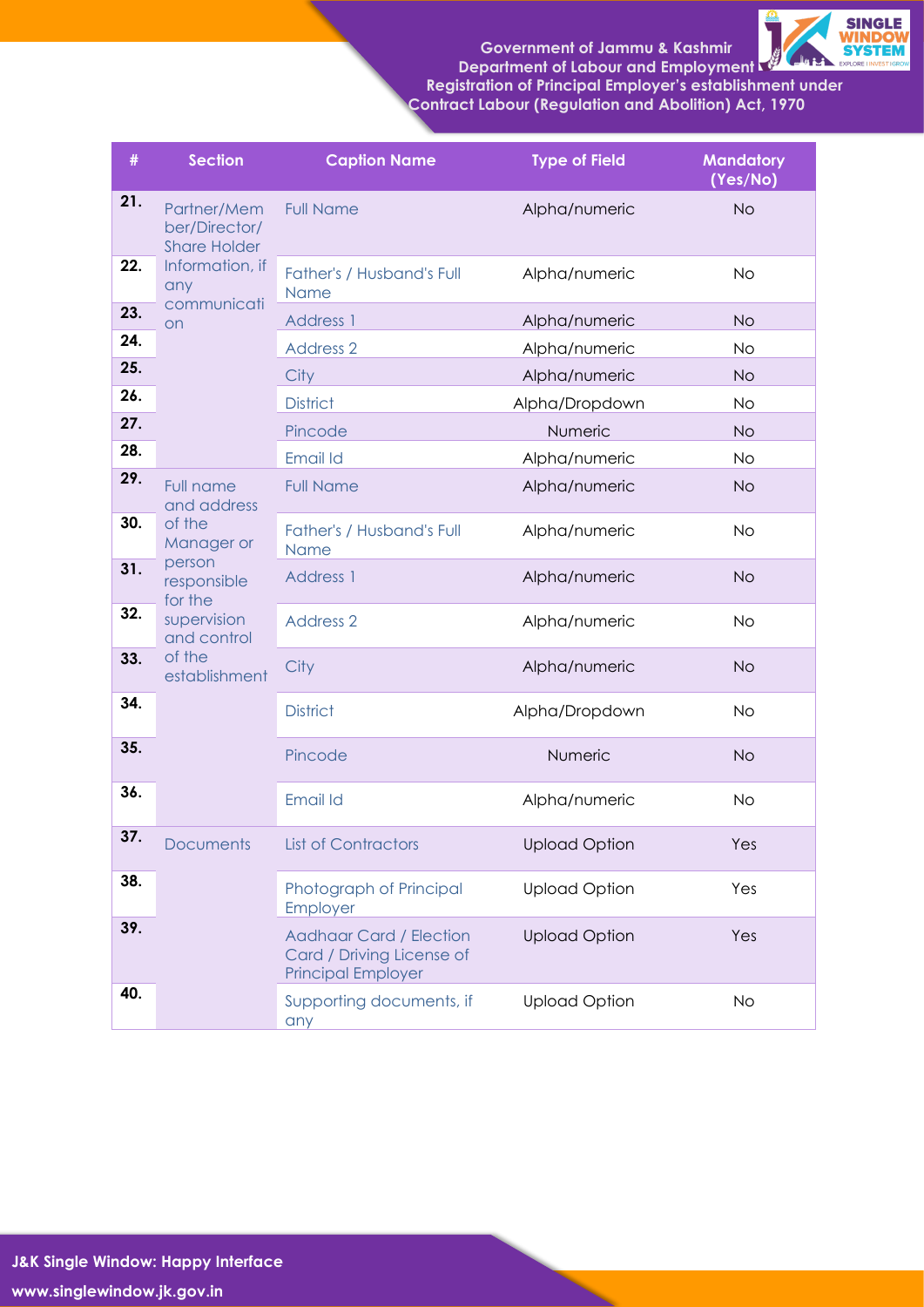| # | Section | Caption Name | Type of Field | Mandatory (Yes/No) |
|---|---|---|---|---|
| 21. | Partner/Member/Director/Share Holder Information, if any communication | Full Name | Alpha/numeric | No |
| 22. | | Father's / Husband's Full Name | Alpha/numeric | No |
| 23. | | Address 1 | Alpha/numeric | No |
| 24. | | Address 2 | Alpha/numeric | No |
| 25. | | City | Alpha/numeric | No |
| 26. | | District | Alpha/Dropdown | No |
| 27. | | Pincode | Numeric | No |
| 28. | | Email Id | Alpha/numeric | No |
| 29. | Full name and address of the Manager or person responsible for the supervision and control of the establishment | Full Name | Alpha/numeric | No |
| 30. | | Father's / Husband's Full Name | Alpha/numeric | No |
| 31. | | Address 1 | Alpha/numeric | No |
| 32. | | Address 2 | Alpha/numeric | No |
| 33. | | City | Alpha/numeric | No |
| 34. | | District | Alpha/Dropdown | No |
| 35. | | Pincode | Numeric | No |
| 36. | | Email Id | Alpha/numeric | No |
| 37. | Documents | List of Contractors | Upload Option | Yes |
| 38. | | Photograph of Principal Employer | Upload Option | Yes |
| 39. | | Aadhaar Card / Election Card / Driving License of Principal Employer | Upload Option | Yes |
| 40. | | Supporting documents, if any | Upload Option | No |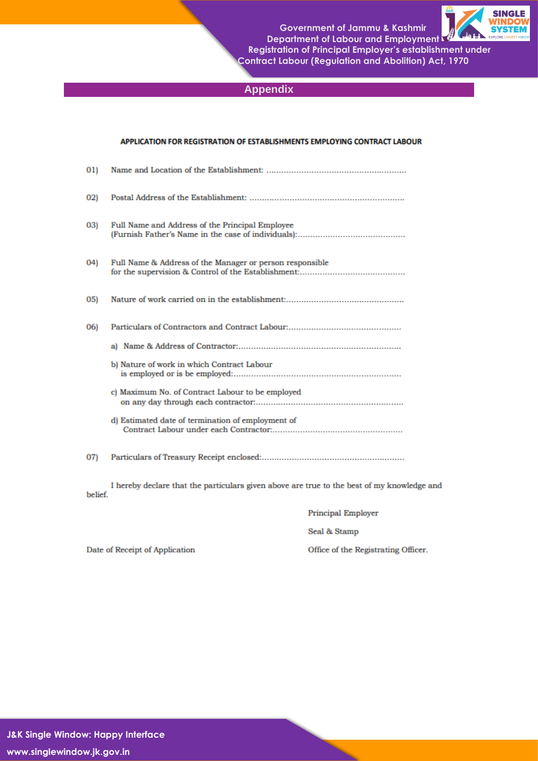## Appendix

### APPLICATION FOR REGISTRATION OF ESTABLISHMENTS EMPLOYING CONTRACT LABOUR

01) Name and Location of the Establishment: ........................................................

02) Postal Address of the Establishment: ..............................................................

03) Full Name and Address of the Principal Employee
(Furnish Father's Name in the case of individuals):...........................................

04) Full Name & Address of the Manager or person responsible
for the supervision & Control of the Establishment:..........................................

05) Nature of work carried on in the establishment:...............................................

06) Particulars of Contractors and Contract Labour:.............................................

a) Name & Address of Contractor:.................................................................

b) Nature of work in which Contract Labour
is employed or is be employed:...................................................................

c) Maximum No. of Contract Labour to be employed
on any day through each contractor:...........................................................

d) Estimated date of termination of employment of
Contract Labour under each Contractor:....................................................

07) Particulars of Treasury Receipt enclosed:.........................................................

I hereby declare that the particulars given above are true to the best of my knowledge and belief.

Principal Employer

Seal & Stamp

Date of Receipt of Application

Office of the Registrating Officer.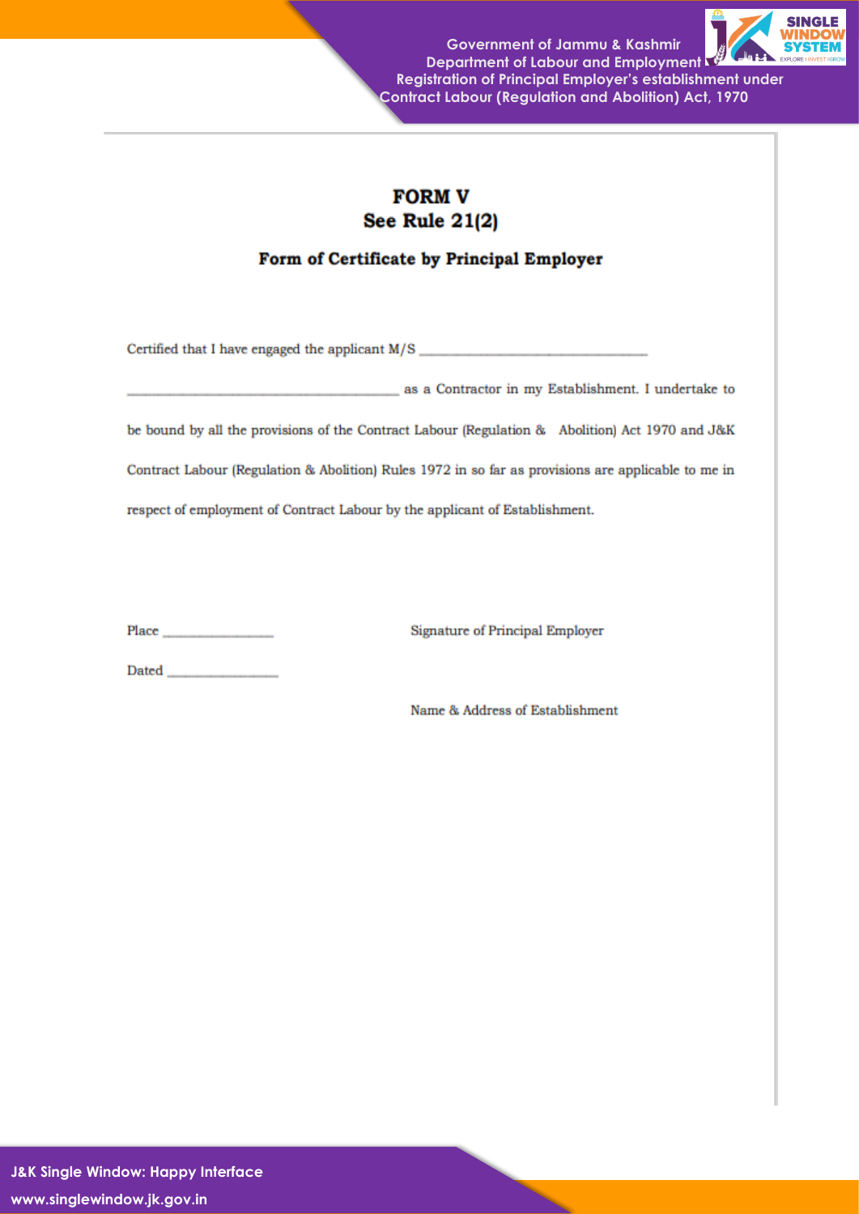# FORM V
## See Rule 21(2)

### Form of Certificate by Principal Employer

Certified that I have engaged the applicant M/S ________________________________

______________________________________ as a Contractor in my Establishment. I undertake to be bound by all the provisions of the Contract Labour (Regulation & Abolition) Act 1970 and J&K Contract Labour (Regulation & Abolition) Rules 1972 in so far as provisions are applicable to me in respect of employment of Contract Labour by the applicant of Establishment.

Place ________________ Signature of Principal Employer

Dated ________________

Name & Address of Establishment